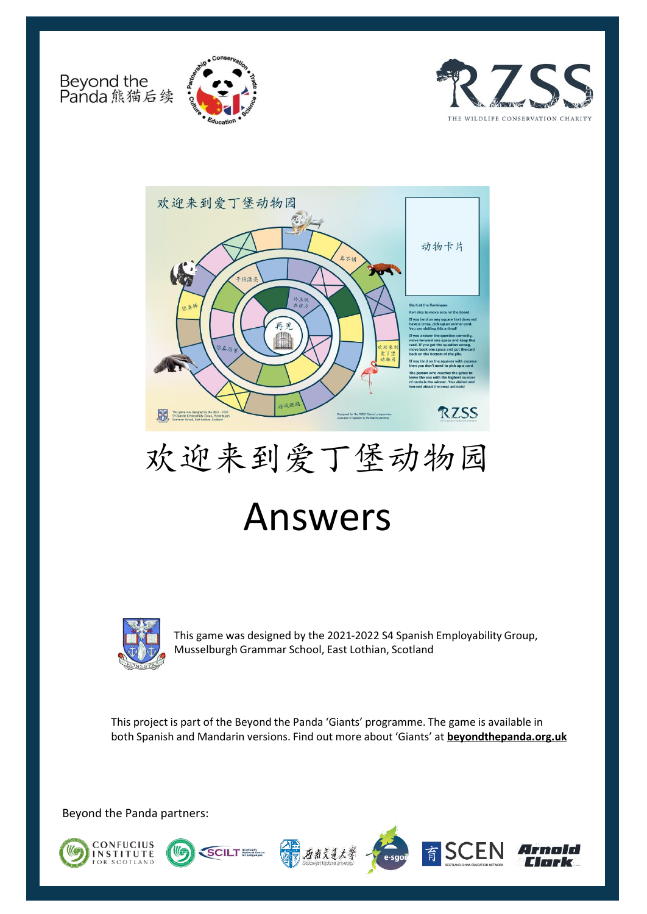Beyond the Panda 熊猫后续

# 欢迎来到爱丁堡动物园

# Answers

This game was designed by the 2021-2022 S4 Spanish Employability Group, Musselburgh Grammar School, East Lothian, Scotland

This project is part of the Beyond the Panda 'Giants' programme. The game is available in both Spanish and Mandarin versions. Find out more about 'Giants' at **beyondthepanda.org.uk**

Beyond the Panda partners: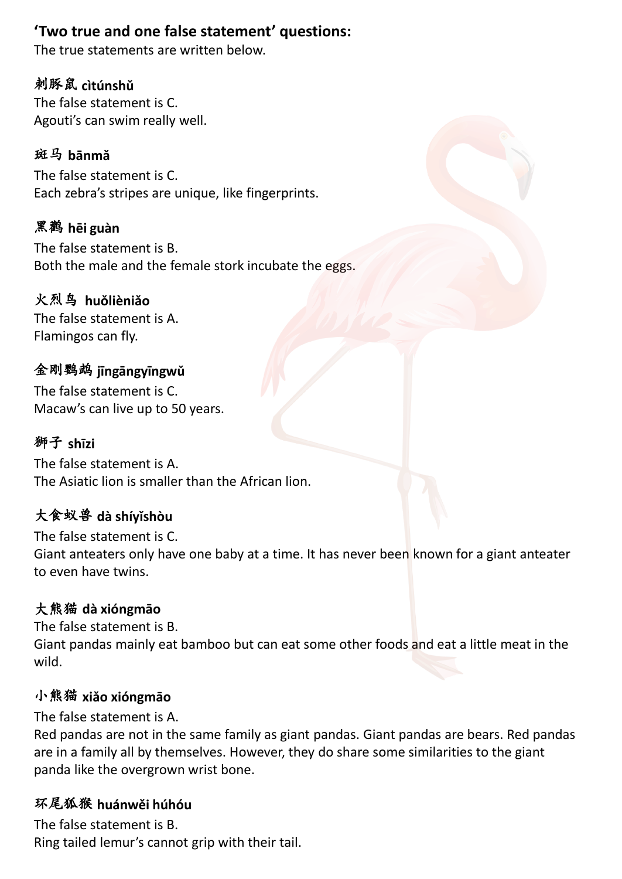## 'Two true and one false statement' questions:

The true statements are written below.

### 刺豚鼠 cìtúnshǔ

The false statement is C.
Agouti's can swim really well.

### 斑马 bānmǎ

The false statement is C.
Each zebra's stripes are unique, like fingerprints.

### 黑鹳 hēi guàn

The false statement is B.
Both the male and the female stork incubate the eggs.

### 火烈鸟 huǒlièniǎo

The false statement is A.
Flamingos can fly.

### 金刚鹦鹉 jīngāngyīngwǔ

The false statement is C.
Macaw's can live up to 50 years.

### 狮子 shīzi

The false statement is A.
The Asiatic lion is smaller than the African lion.

### 大食蚁兽 dà shíyǐshòu

The false statement is C.
Giant anteaters only have one baby at a time. It has never been known for a giant anteater to even have twins.

### 大熊猫 dà xióngmāo

The false statement is B.
Giant pandas mainly eat bamboo but can eat some other foods and eat a little meat in the wild.

### 小熊猫 xiǎo xióngmāo

The false statement is A.
Red pandas are not in the same family as giant pandas. Giant pandas are bears. Red pandas are in a family all by themselves. However, they do share some similarities to the giant panda like the overgrown wrist bone.

### 环尾狐猴 huánwěi húhóu

The false statement is B.
Ring tailed lemur's cannot grip with their tail.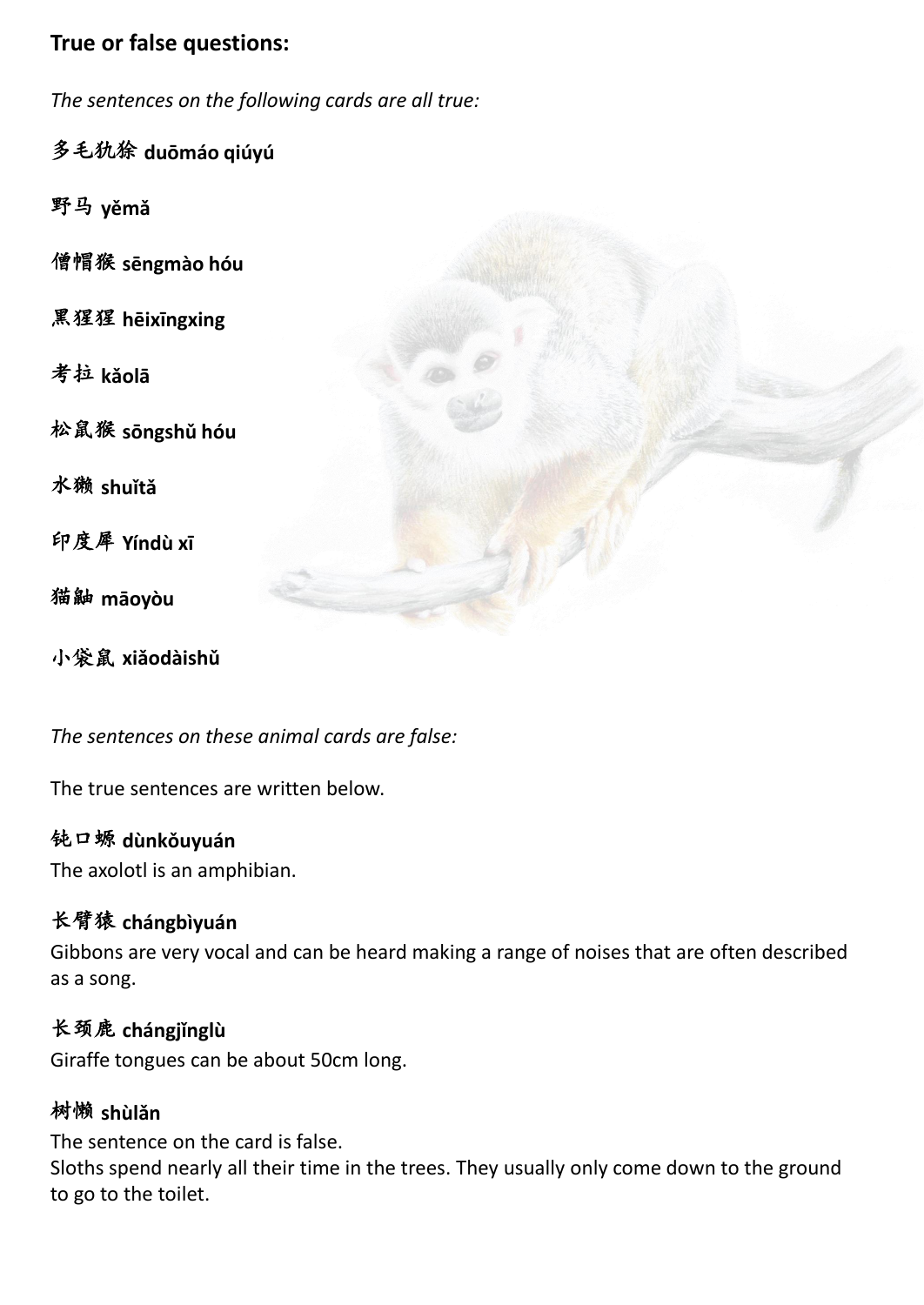**True or false questions:**

*The sentences on the following cards are all true:*

多毛犰狳 **duōmáo qiúyú**

野马 **yěmǎ**

僧帽猴 **sēngmào hóu**

黑猩猩 **hēixīngxing**

考拉 **kǎolā**

松鼠猴 **sōngshǔ hóu**

水獭 **shuǐtǎ**

印度犀 **Yíndù xī**

猫鼬 **māoyòu**

小袋鼠 **xiǎodàishǔ**

*The sentences on these animal cards are false:*

The true sentences are written below.

钝口螈 **dùnkǒuyuán**
The axolotl is an amphibian.

长臂猿 **chángbìyuán**
Gibbons are very vocal and can be heard making a range of noises that are often described as a song.

长颈鹿 **chángjǐnglù**
Giraffe tongues can be about 50cm long.

树懒 **shùlǎn**
The sentence on the card is false.
Sloths spend nearly all their time in the trees. They usually only come down to the ground to go to the toilet.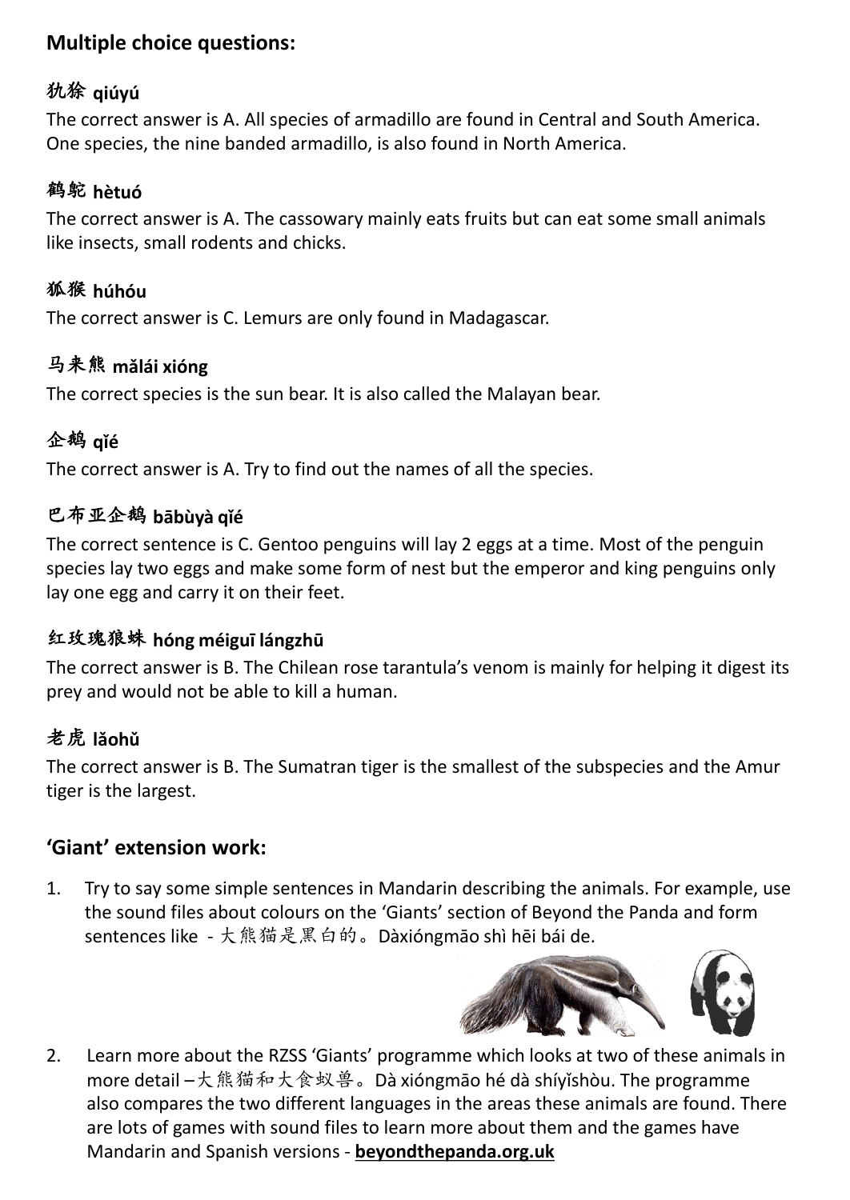## Multiple choice questions:

### 犰狳 qiúyú

The correct answer is A. All species of armadillo are found in Central and South America. One species, the nine banded armadillo, is also found in North America.

### 鹤鸵 hètuó

The correct answer is A. The cassowary mainly eats fruits but can eat some small animals like insects, small rodents and chicks.

### 狐猴 húhóu

The correct answer is C. Lemurs are only found in Madagascar.

### 马来熊 mǎlái xióng

The correct species is the sun bear. It is also called the Malayan bear.

### 企鹅 qǐé

The correct answer is A. Try to find out the names of all the species.

### 巴布亚企鹅 bābùyà qǐé

The correct sentence is C. Gentoo penguins will lay 2 eggs at a time. Most of the penguin species lay two eggs and make some form of nest but the emperor and king penguins only lay one egg and carry it on their feet.

### 红玫瑰狼蛛 hóng méiguī lángzhū

The correct answer is B. The Chilean rose tarantula's venom is mainly for helping it digest its prey and would not be able to kill a human.

### 老虎 lǎohǔ

The correct answer is B. The Sumatran tiger is the smallest of the subspecies and the Amur tiger is the largest.

## 'Giant' extension work:

1. Try to say some simple sentences in Mandarin describing the animals. For example, use the sound files about colours on the 'Giants' section of Beyond the Panda and form sentences like - 大熊猫是黑白的。Dàxióngmāo shì hēi bái de.

2. Learn more about the RZSS 'Giants' programme which looks at two of these animals in more detail –大熊猫和大食蚁兽。Dà xióngmāo hé dà shíyǐshòu. The programme also compares the two different languages in the areas these animals are found. There are lots of games with sound files to learn more about them and the games have Mandarin and Spanish versions - **beyondthepanda.org.uk**